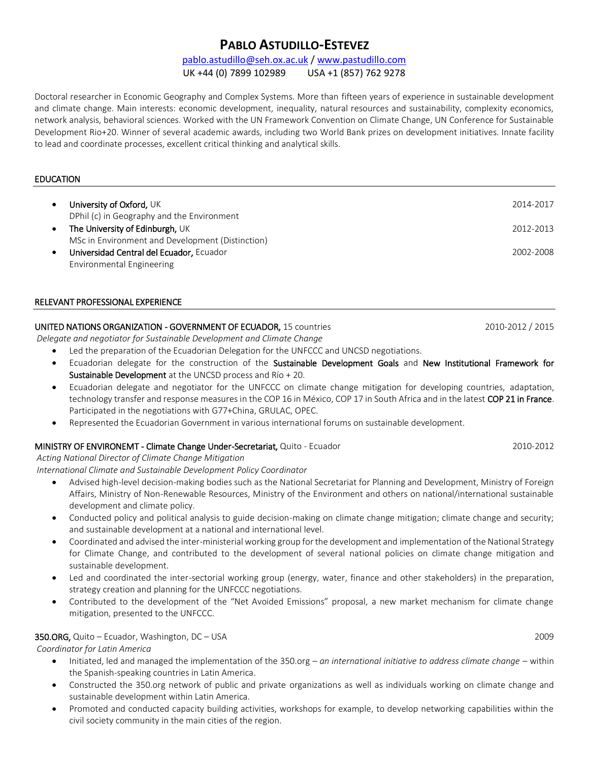# PABLO ASTUDILLO-ESTEVEZ

pablo.astudillo@seh.ox.ac.uk / www.pastudillo.com
UK +44 (0) 7899 102989 USA +1 (857) 762 9278

Doctoral researcher in Economic Geography and Complex Systems. More than fifteen years of experience in sustainable development and climate change. Main interests: economic development, inequality, natural resources and sustainability, complexity economics, network analysis, behavioral sciences. Worked with the UN Framework Convention on Climate Change, UN Conference for Sustainable Development Rio+20. Winner of several academic awards, including two World Bank prizes on development initiatives. Innate facility to lead and coordinate processes, excellent critical thinking and analytical skills.

## EDUCATION

- **University of Oxford,** UK — 2014-2017
  DPhil (c) in Geography and the Environment
- **The University of Edinburgh,** UK — 2012-2013
  MSc in Environment and Development (Distinction)
- **Universidad Central del Ecuador,** Ecuador — 2002-2008
  Environmental Engineering

## RELEVANT PROFESSIONAL EXPERIENCE

**UNITED NATIONS ORGANIZATION - GOVERNMENT OF ECUADOR,** 15 countries — 2010-2012 / 2015

*Delegate and negotiator for Sustainable Development and Climate Change*

- Led the preparation of the Ecuadorian Delegation for the UNFCCC and UNCSD negotiations.
- Ecuadorian delegate for the construction of the **Sustainable Development Goals** and **New Institutional Framework for Sustainable Development** at the UNCSD process and Río + 20.
- Ecuadorian delegate and negotiator for the UNFCCC on climate change mitigation for developing countries, adaptation, technology transfer and response measures in the COP 16 in México, COP 17 in South Africa and in the latest **COP 21 in France**. Participated in the negotiations with G77+China, GRULAC, OPEC.
- Represented the Ecuadorian Government in various international forums on sustainable development.

**MINISTRY OF ENVIRONEMT - Climate Change Under-Secretariat,** Quito - Ecuador — 2010-2012

*Acting National Director of Climate Change Mitigation*

*International Climate and Sustainable Development Policy Coordinator*

- Advised high-level decision-making bodies such as the National Secretariat for Planning and Development, Ministry of Foreign Affairs, Ministry of Non-Renewable Resources, Ministry of the Environment and others on national/international sustainable development and climate policy.
- Conducted policy and political analysis to guide decision-making on climate change mitigation; climate change and security; and sustainable development at a national and international level.
- Coordinated and advised the inter-ministerial working group for the development and implementation of the National Strategy for Climate Change, and contributed to the development of several national policies on climate change mitigation and sustainable development.
- Led and coordinated the inter-sectorial working group (energy, water, finance and other stakeholders) in the preparation, strategy creation and planning for the UNFCCC negotiations.
- Contributed to the development of the "Net Avoided Emissions" proposal, a new market mechanism for climate change mitigation, presented to the UNFCCC.

**350.ORG,** Quito – Ecuador, Washington, DC – USA — 2009

*Coordinator for Latin America*

- Initiated, led and managed the implementation of the 350.org – *an international initiative to address climate change* – within the Spanish-speaking countries in Latin America.
- Constructed the 350.org network of public and private organizations as well as individuals working on climate change and sustainable development within Latin America.
- Promoted and conducted capacity building activities, workshops for example, to develop networking capabilities within the civil society community in the main cities of the region.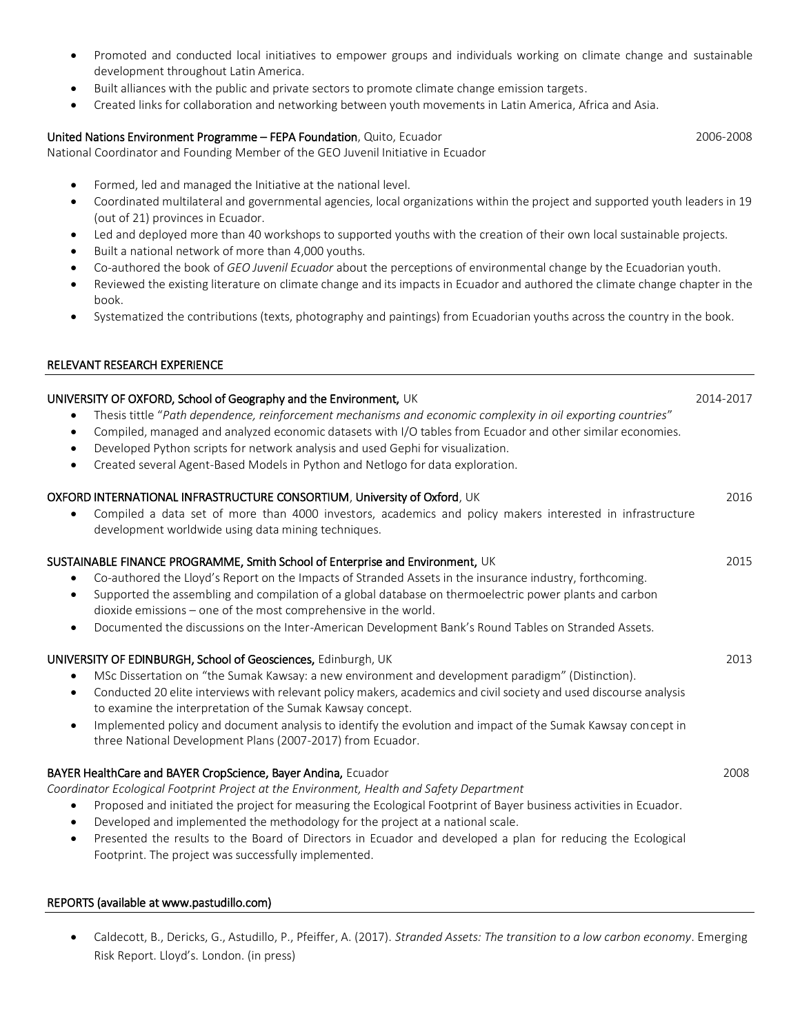- Promoted and conducted local initiatives to empower groups and individuals working on climate change and sustainable development throughout Latin America.
- Built alliances with the public and private sectors to promote climate change emission targets.
- Created links for collaboration and networking between youth movements in Latin America, Africa and Asia.

**United Nations Environment Programme – FEPA Foundation**, Quito, Ecuador — 2006-2008

National Coordinator and Founding Member of the GEO Juvenil Initiative in Ecuador

- Formed, led and managed the Initiative at the national level.
- Coordinated multilateral and governmental agencies, local organizations within the project and supported youth leaders in 19 (out of 21) provinces in Ecuador.
- Led and deployed more than 40 workshops to supported youths with the creation of their own local sustainable projects.
- Built a national network of more than 4,000 youths.
- Co-authored the book of *GEO Juvenil Ecuador* about the perceptions of environmental change by the Ecuadorian youth.
- Reviewed the existing literature on climate change and its impacts in Ecuador and authored the climate change chapter in the book.
- Systematized the contributions (texts, photography and paintings) from Ecuadorian youths across the country in the book.

## RELEVANT RESEARCH EXPERIENCE

**UNIVERSITY OF OXFORD, School of Geography and the Environment,** UK — 2014-2017

- Thesis tittle "*Path dependence, reinforcement mechanisms and economic complexity in oil exporting countries*"
- Compiled, managed and analyzed economic datasets with I/O tables from Ecuador and other similar economies.
- Developed Python scripts for network analysis and used Gephi for visualization.
- Created several Agent-Based Models in Python and Netlogo for data exploration.

**OXFORD INTERNATIONAL INFRASTRUCTURE CONSORTIUM, University of Oxford**, UK — 2016

- Compiled a data set of more than 4000 investors, academics and policy makers interested in infrastructure development worldwide using data mining techniques.

**SUSTAINABLE FINANCE PROGRAMME, Smith School of Enterprise and Environment,** UK — 2015

- Co-authored the Lloyd's Report on the Impacts of Stranded Assets in the insurance industry, forthcoming.
- Supported the assembling and compilation of a global database on thermoelectric power plants and carbon dioxide emissions – one of the most comprehensive in the world.
- Documented the discussions on the Inter-American Development Bank's Round Tables on Stranded Assets.

**UNIVERSITY OF EDINBURGH, School of Geosciences,** Edinburgh, UK — 2013

- MSc Dissertation on "the Sumak Kawsay: a new environment and development paradigm" (Distinction).
- Conducted 20 elite interviews with relevant policy makers, academics and civil society and used discourse analysis to examine the interpretation of the Sumak Kawsay concept.
- Implemented policy and document analysis to identify the evolution and impact of the Sumak Kawsay concept in three National Development Plans (2007-2017) from Ecuador.

**BAYER HealthCare and BAYER CropScience, Bayer Andina,** Ecuador — 2008

*Coordinator Ecological Footprint Project at the Environment, Health and Safety Department*

- Proposed and initiated the project for measuring the Ecological Footprint of Bayer business activities in Ecuador.
- Developed and implemented the methodology for the project at a national scale.
- Presented the results to the Board of Directors in Ecuador and developed a plan for reducing the Ecological Footprint. The project was successfully implemented.

## REPORTS (available at www.pastudillo.com)

- Caldecott, B., Dericks, G., Astudillo, P., Pfeiffer, A. (2017). *Stranded Assets: The transition to a low carbon economy*. Emerging Risk Report. Lloyd's. London. (in press)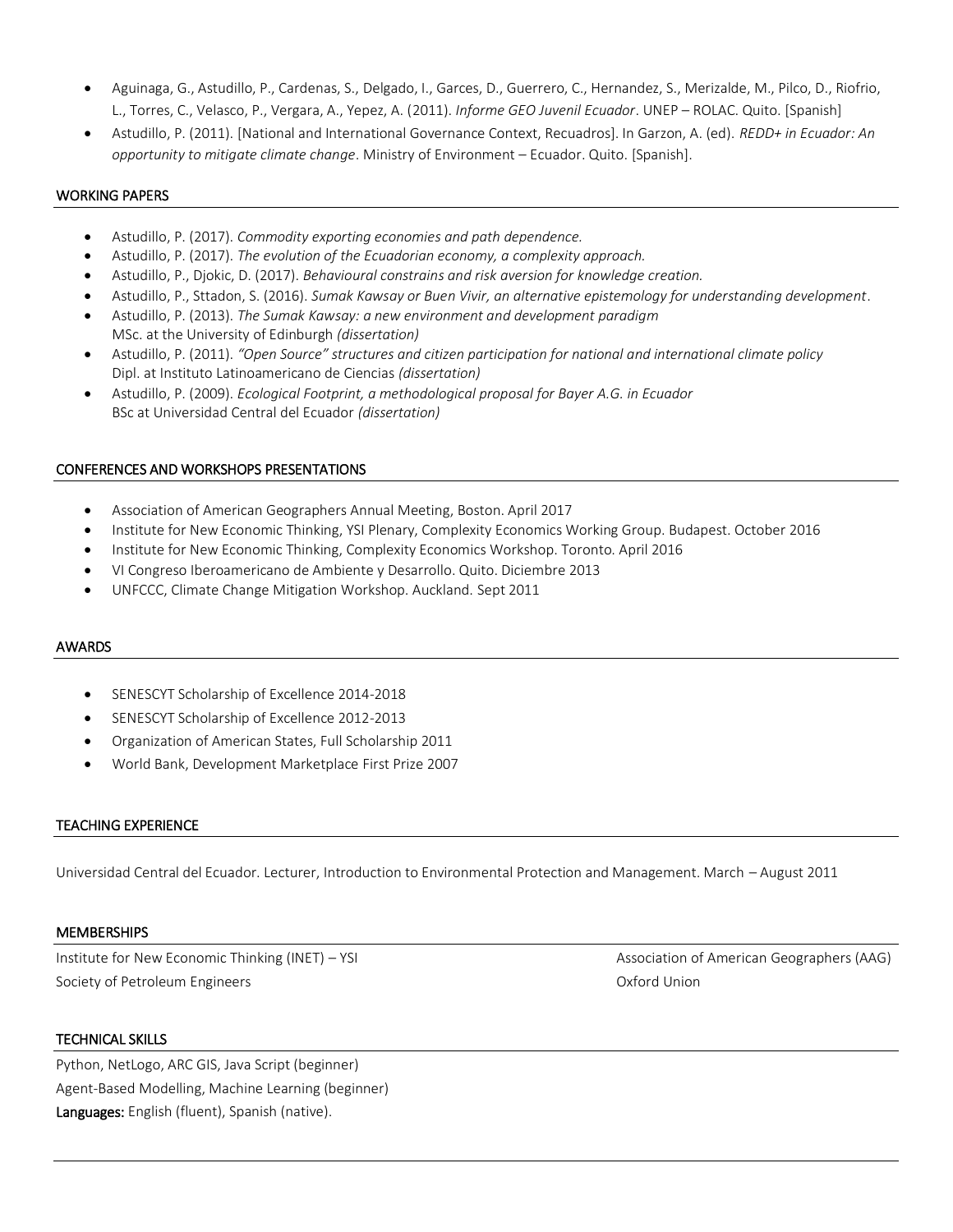- Aguinaga, G., Astudillo, P., Cardenas, S., Delgado, I., Garces, D., Guerrero, C., Hernandez, S., Merizalde, M., Pilco, D., Riofrio, L., Torres, C., Velasco, P., Vergara, A., Yepez, A. (2011). *Informe GEO Juvenil Ecuador*. UNEP – ROLAC. Quito. [Spanish]
- Astudillo, P. (2011). [National and International Governance Context, Recuadros]. In Garzon, A. (ed). *REDD+ in Ecuador: An opportunity to mitigate climate change*. Ministry of Environment – Ecuador. Quito. [Spanish].

## WORKING PAPERS

- Astudillo, P. (2017). *Commodity exporting economies and path dependence.*
- Astudillo, P. (2017). *The evolution of the Ecuadorian economy, a complexity approach.*
- Astudillo, P., Djokic, D. (2017). *Behavioural constrains and risk aversion for knowledge creation.*
- Astudillo, P., Sttadon, S. (2016). *Sumak Kawsay or Buen Vivir, an alternative epistemology for understanding development*.
- Astudillo, P. (2013). *The Sumak Kawsay: a new environment and development paradigm*  
  MSc. at the University of Edinburgh *(dissertation)*
- Astudillo, P. (2011). *"Open Source" structures and citizen participation for national and international climate policy*  
  Dipl. at Instituto Latinoamericano de Ciencias *(dissertation)*
- Astudillo, P. (2009). *Ecological Footprint, a methodological proposal for Bayer A.G. in Ecuador*  
  BSc at Universidad Central del Ecuador *(dissertation)*

## CONFERENCES AND WORKSHOPS PRESENTATIONS

- Association of American Geographers Annual Meeting, Boston. April 2017
- Institute for New Economic Thinking, YSI Plenary, Complexity Economics Working Group. Budapest. October 2016
- Institute for New Economic Thinking, Complexity Economics Workshop. Toronto. April 2016
- VI Congreso Iberoamericano de Ambiente y Desarrollo. Quito. Diciembre 2013
- UNFCCC, Climate Change Mitigation Workshop. Auckland. Sept 2011

## AWARDS

- SENESCYT Scholarship of Excellence 2014-2018
- SENESCYT Scholarship of Excellence 2012-2013
- Organization of American States, Full Scholarship 2011
- World Bank, Development Marketplace First Prize 2007

## TEACHING EXPERIENCE

Universidad Central del Ecuador. Lecturer, Introduction to Environmental Protection and Management. March – August 2011

## MEMBERSHIPS

Institute for New Economic Thinking (INET) – YSI  
Association of American Geographers (AAG)  
Society of Petroleum Engineers  
Oxford Union

## TECHNICAL SKILLS

Python, NetLogo, ARC GIS, Java Script (beginner)  
Agent-Based Modelling, Machine Learning (beginner)  
**Languages:** English (fluent), Spanish (native).